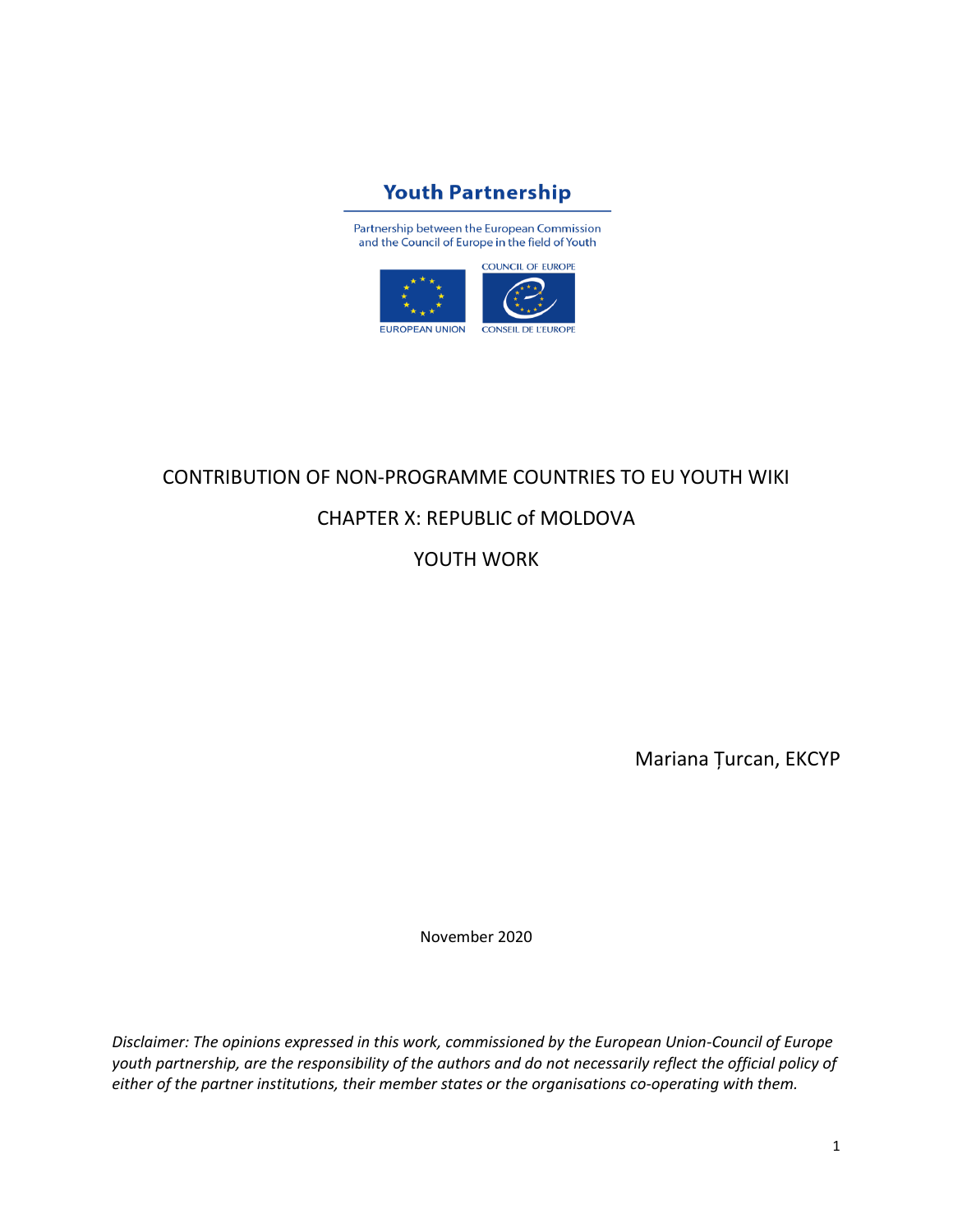**Youth Partnership**

Partnership between the European Commission and the Council of Europe in the field of Youth

EUROPEAN UNION

COUNCIL OF EUROPE
CONSEIL DE L'EUROPE

# CONTRIBUTION OF NON-PROGRAMME COUNTRIES TO EU YOUTH WIKI

## CHAPTER X: REPUBLIC of MOLDOVA

## YOUTH WORK

Mariana Țurcan, EKCYP

November 2020

*Disclaimer: The opinions expressed in this work, commissioned by the European Union-Council of Europe youth partnership, are the responsibility of the authors and do not necessarily reflect the official policy of either of the partner institutions, their member states or the organisations co-operating with them.*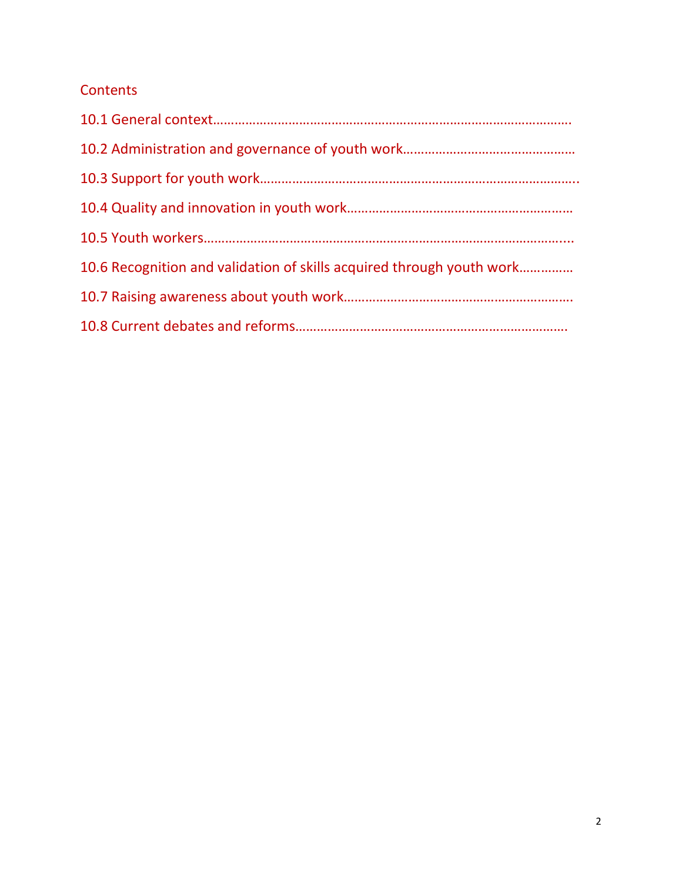Contents

10.1 General context……………………………………………………………………………………….

10.2 Administration and governance of youth work…………………………………………

10.3 Support for youth work……………………………………………………………………………..

10.4 Quality and innovation in youth work………………………………………………………

10.5 Youth workers………………………………………………………………………………………....

10.6 Recognition and validation of skills acquired through youth work……………

10.7 Raising awareness about youth work……………………………………………………….

10.8 Current debates and reforms………………………………………………………………….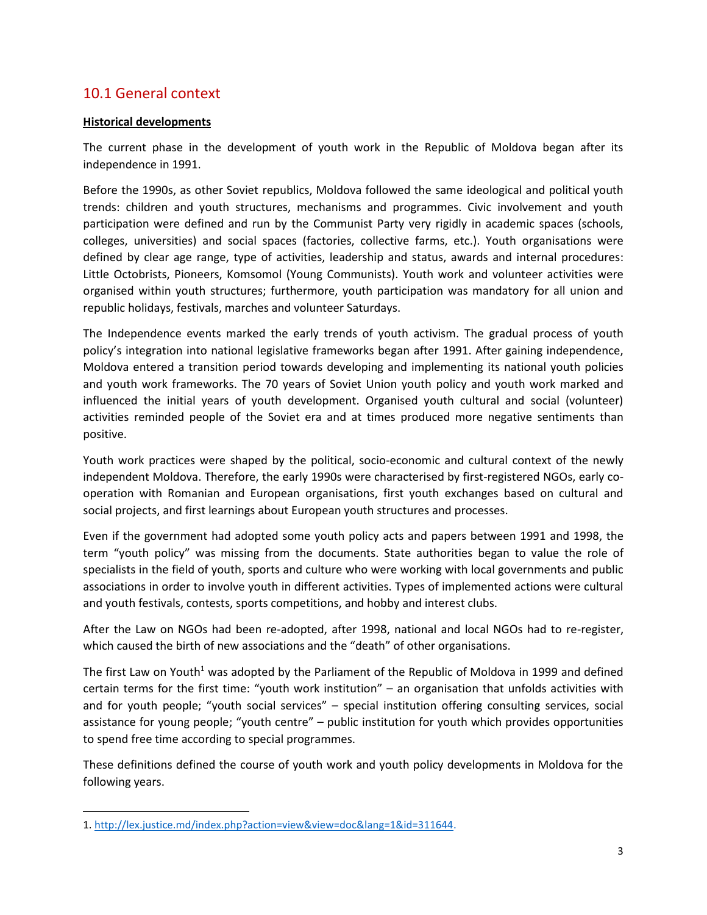## 10.1 General context

**Historical developments**

The current phase in the development of youth work in the Republic of Moldova began after its independence in 1991.

Before the 1990s, as other Soviet republics, Moldova followed the same ideological and political youth trends: children and youth structures, mechanisms and programmes. Civic involvement and youth participation were defined and run by the Communist Party very rigidly in academic spaces (schools, colleges, universities) and social spaces (factories, collective farms, etc.). Youth organisations were defined by clear age range, type of activities, leadership and status, awards and internal procedures: Little Octobrists, Pioneers, Komsomol (Young Communists). Youth work and volunteer activities were organised within youth structures; furthermore, youth participation was mandatory for all union and republic holidays, festivals, marches and volunteer Saturdays.

The Independence events marked the early trends of youth activism. The gradual process of youth policy's integration into national legislative frameworks began after 1991. After gaining independence, Moldova entered a transition period towards developing and implementing its national youth policies and youth work frameworks. The 70 years of Soviet Union youth policy and youth work marked and influenced the initial years of youth development. Organised youth cultural and social (volunteer) activities reminded people of the Soviet era and at times produced more negative sentiments than positive.

Youth work practices were shaped by the political, socio-economic and cultural context of the newly independent Moldova. Therefore, the early 1990s were characterised by first-registered NGOs, early co-operation with Romanian and European organisations, first youth exchanges based on cultural and social projects, and first learnings about European youth structures and processes.

Even if the government had adopted some youth policy acts and papers between 1991 and 1998, the term "youth policy" was missing from the documents. State authorities began to value the role of specialists in the field of youth, sports and culture who were working with local governments and public associations in order to involve youth in different activities. Types of implemented actions were cultural and youth festivals, contests, sports competitions, and hobby and interest clubs.

After the Law on NGOs had been re-adopted, after 1998, national and local NGOs had to re-register, which caused the birth of new associations and the "death" of other organisations.

The first Law on Youth[1] was adopted by the Parliament of the Republic of Moldova in 1999 and defined certain terms for the first time: "youth work institution" – an organisation that unfolds activities with and for youth people; "youth social services" – special institution offering consulting services, social assistance for young people; "youth centre" – public institution for youth which provides opportunities to spend free time according to special programmes.

These definitions defined the course of youth work and youth policy developments in Moldova for the following years.

---

1. http://lex.justice.md/index.php?action=view&view=doc&lang=1&id=311644.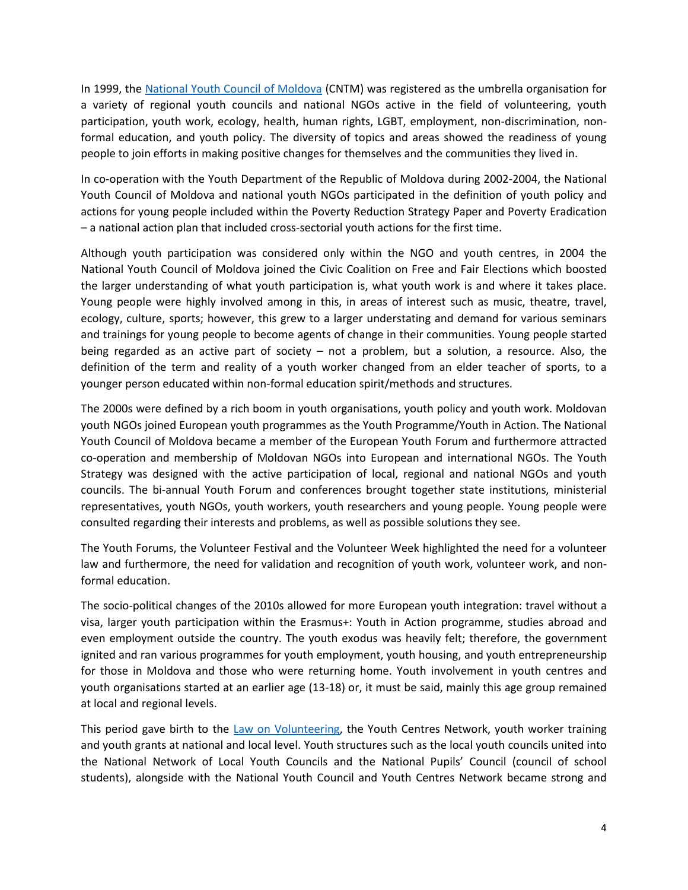In 1999, the [National Youth Council of Moldova](https://) (CNTM) was registered as the umbrella organisation for a variety of regional youth councils and national NGOs active in the field of volunteering, youth participation, youth work, ecology, health, human rights, LGBT, employment, non-discrimination, non-formal education, and youth policy. The diversity of topics and areas showed the readiness of young people to join efforts in making positive changes for themselves and the communities they lived in.

In co-operation with the Youth Department of the Republic of Moldova during 2002-2004, the National Youth Council of Moldova and national youth NGOs participated in the definition of youth policy and actions for young people included within the Poverty Reduction Strategy Paper and Poverty Eradication – a national action plan that included cross-sectorial youth actions for the first time.

Although youth participation was considered only within the NGO and youth centres, in 2004 the National Youth Council of Moldova joined the Civic Coalition on Free and Fair Elections which boosted the larger understanding of what youth participation is, what youth work is and where it takes place. Young people were highly involved among in this, in areas of interest such as music, theatre, travel, ecology, culture, sports; however, this grew to a larger understating and demand for various seminars and trainings for young people to become agents of change in their communities. Young people started being regarded as an active part of society – not a problem, but a solution, a resource. Also, the definition of the term and reality of a youth worker changed from an elder teacher of sports, to a younger person educated within non-formal education spirit/methods and structures.

The 2000s were defined by a rich boom in youth organisations, youth policy and youth work. Moldovan youth NGOs joined European youth programmes as the Youth Programme/Youth in Action. The National Youth Council of Moldova became a member of the European Youth Forum and furthermore attracted co-operation and membership of Moldovan NGOs into European and international NGOs. The Youth Strategy was designed with the active participation of local, regional and national NGOs and youth councils. The bi-annual Youth Forum and conferences brought together state institutions, ministerial representatives, youth NGOs, youth workers, youth researchers and young people. Young people were consulted regarding their interests and problems, as well as possible solutions they see.

The Youth Forums, the Volunteer Festival and the Volunteer Week highlighted the need for a volunteer law and furthermore, the need for validation and recognition of youth work, volunteer work, and non-formal education.

The socio-political changes of the 2010s allowed for more European youth integration: travel without a visa, larger youth participation within the Erasmus+: Youth in Action programme, studies abroad and even employment outside the country. The youth exodus was heavily felt; therefore, the government ignited and ran various programmes for youth employment, youth housing, and youth entrepreneurship for those in Moldova and those who were returning home. Youth involvement in youth centres and youth organisations started at an earlier age (13-18) or, it must be said, mainly this age group remained at local and regional levels.

This period gave birth to the [Law on Volunteering](https://), the Youth Centres Network, youth worker training and youth grants at national and local level. Youth structures such as the local youth councils united into the National Network of Local Youth Councils and the National Pupils' Council (council of school students), alongside with the National Youth Council and Youth Centres Network became strong and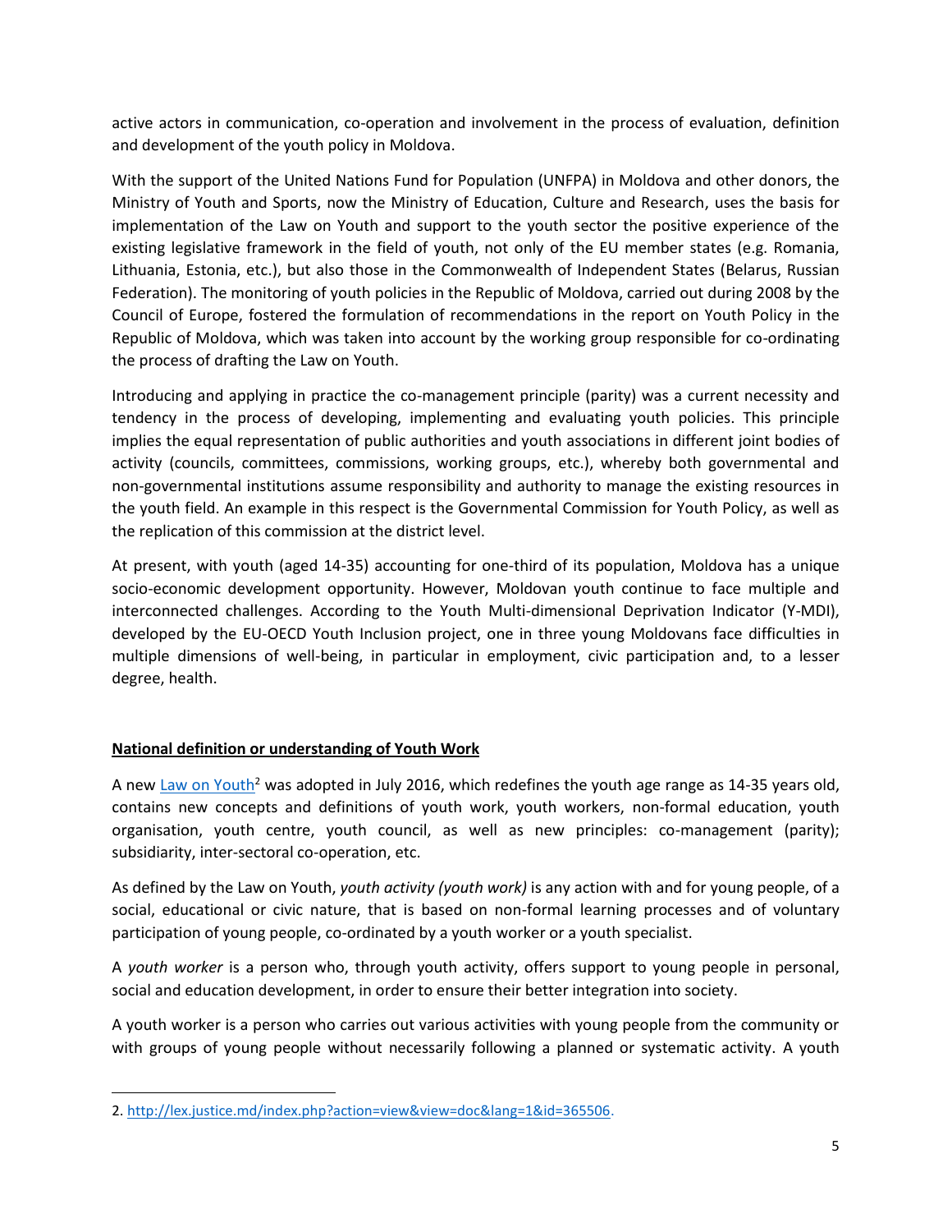active actors in communication, co-operation and involvement in the process of evaluation, definition and development of the youth policy in Moldova.

With the support of the United Nations Fund for Population (UNFPA) in Moldova and other donors, the Ministry of Youth and Sports, now the Ministry of Education, Culture and Research, uses the basis for implementation of the Law on Youth and support to the youth sector the positive experience of the existing legislative framework in the field of youth, not only of the EU member states (e.g. Romania, Lithuania, Estonia, etc.), but also those in the Commonwealth of Independent States (Belarus, Russian Federation). The monitoring of youth policies in the Republic of Moldova, carried out during 2008 by the Council of Europe, fostered the formulation of recommendations in the report on Youth Policy in the Republic of Moldova, which was taken into account by the working group responsible for co-ordinating the process of drafting the Law on Youth.

Introducing and applying in practice the co-management principle (parity) was a current necessity and tendency in the process of developing, implementing and evaluating youth policies. This principle implies the equal representation of public authorities and youth associations in different joint bodies of activity (councils, committees, commissions, working groups, etc.), whereby both governmental and non-governmental institutions assume responsibility and authority to manage the existing resources in the youth field. An example in this respect is the Governmental Commission for Youth Policy, as well as the replication of this commission at the district level.

At present, with youth (aged 14-35) accounting for one-third of its population, Moldova has a unique socio-economic development opportunity. However, Moldovan youth continue to face multiple and interconnected challenges. According to the Youth Multi-dimensional Deprivation Indicator (Y-MDI), developed by the EU-OECD Youth Inclusion project, one in three young Moldovans face difficulties in multiple dimensions of well-being, in particular in employment, civic participation and, to a lesser degree, health.

## National definition or understanding of Youth Work

A new Law on Youth[2] was adopted in July 2016, which redefines the youth age range as 14-35 years old, contains new concepts and definitions of youth work, youth workers, non-formal education, youth organisation, youth centre, youth council, as well as new principles: co-management (parity); subsidiarity, inter-sectoral co-operation, etc.

As defined by the Law on Youth, *youth activity (youth work)* is any action with and for young people, of a social, educational or civic nature, that is based on non-formal learning processes and of voluntary participation of young people, co-ordinated by a youth worker or a youth specialist.

A *youth worker* is a person who, through youth activity, offers support to young people in personal, social and education development, in order to ensure their better integration into society.

A youth worker is a person who carries out various activities with young people from the community or with groups of young people without necessarily following a planned or systematic activity. A youth

2. http://lex.justice.md/index.php?action=view&view=doc&lang=1&id=365506.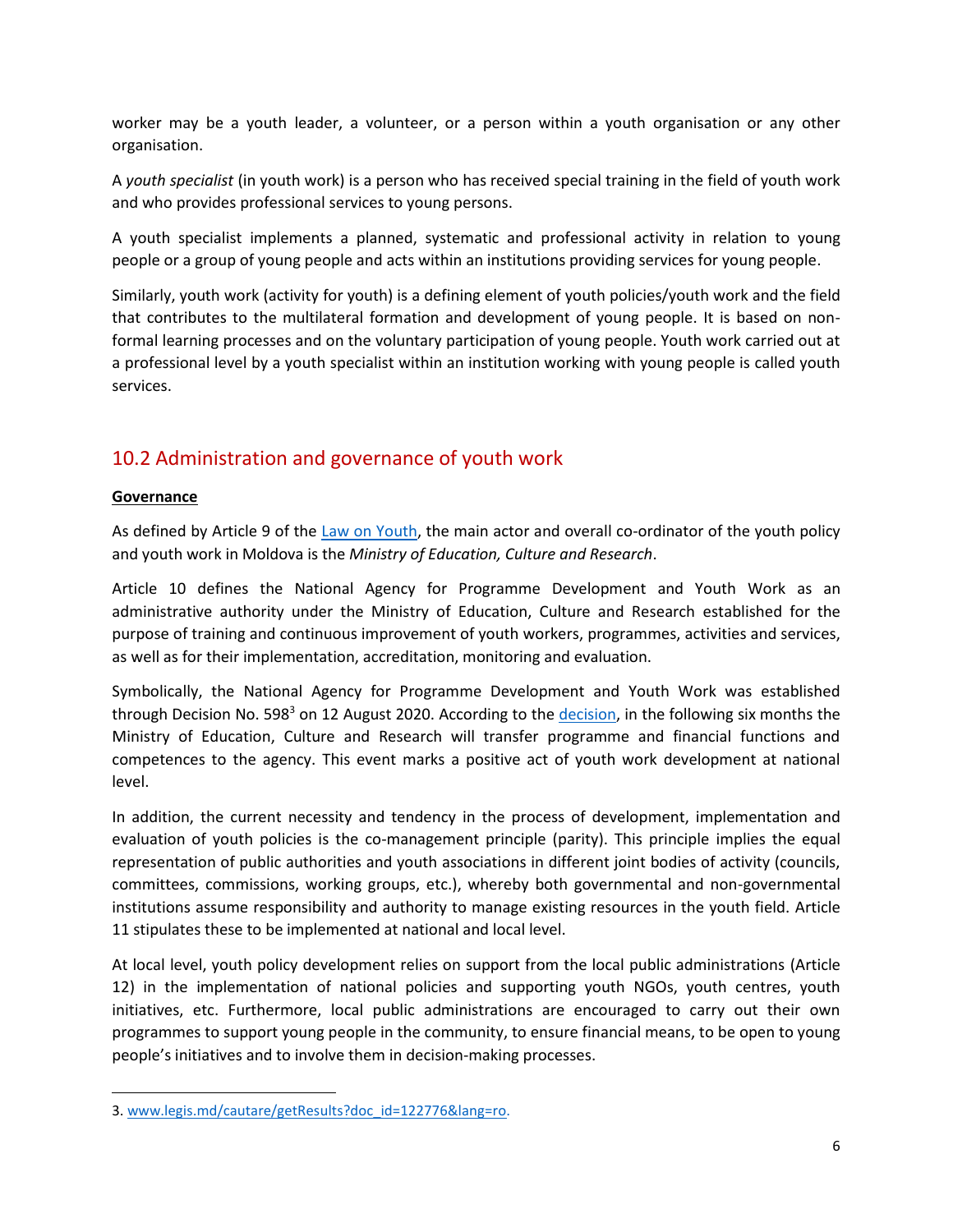worker may be a youth leader, a volunteer, or a person within a youth organisation or any other organisation.

A *youth specialist* (in youth work) is a person who has received special training in the field of youth work and who provides professional services to young persons.

A youth specialist implements a planned, systematic and professional activity in relation to young people or a group of young people and acts within an institutions providing services for young people.

Similarly, youth work (activity for youth) is a defining element of youth policies/youth work and the field that contributes to the multilateral formation and development of young people. It is based on non-formal learning processes and on the voluntary participation of young people. Youth work carried out at a professional level by a youth specialist within an institution working with young people is called youth services.

## 10.2 Administration and governance of youth work

**Governance**

As defined by Article 9 of the [Law on Youth](), the main actor and overall co-ordinator of the youth policy and youth work in Moldova is the *Ministry of Education, Culture and Research*.

Article 10 defines the National Agency for Programme Development and Youth Work as an administrative authority under the Ministry of Education, Culture and Research established for the purpose of training and continuous improvement of youth workers, programmes, activities and services, as well as for their implementation, accreditation, monitoring and evaluation.

Symbolically, the National Agency for Programme Development and Youth Work was established through Decision No. 598[3] on 12 August 2020. According to the [decision](), in the following six months the Ministry of Education, Culture and Research will transfer programme and financial functions and competences to the agency. This event marks a positive act of youth work development at national level.

In addition, the current necessity and tendency in the process of development, implementation and evaluation of youth policies is the co-management principle (parity). This principle implies the equal representation of public authorities and youth associations in different joint bodies of activity (councils, committees, commissions, working groups, etc.), whereby both governmental and non-governmental institutions assume responsibility and authority to manage existing resources in the youth field. Article 11 stipulates these to be implemented at national and local level.

At local level, youth policy development relies on support from the local public administrations (Article 12) in the implementation of national policies and supporting youth NGOs, youth centres, youth initiatives, etc. Furthermore, local public administrations are encouraged to carry out their own programmes to support young people in the community, to ensure financial means, to be open to young people's initiatives and to involve them in decision-making processes.

---

3. [www.legis.md/cautare/getResults?doc_id=122776&lang=ro](www.legis.md/cautare/getResults?doc_id=122776&lang=ro).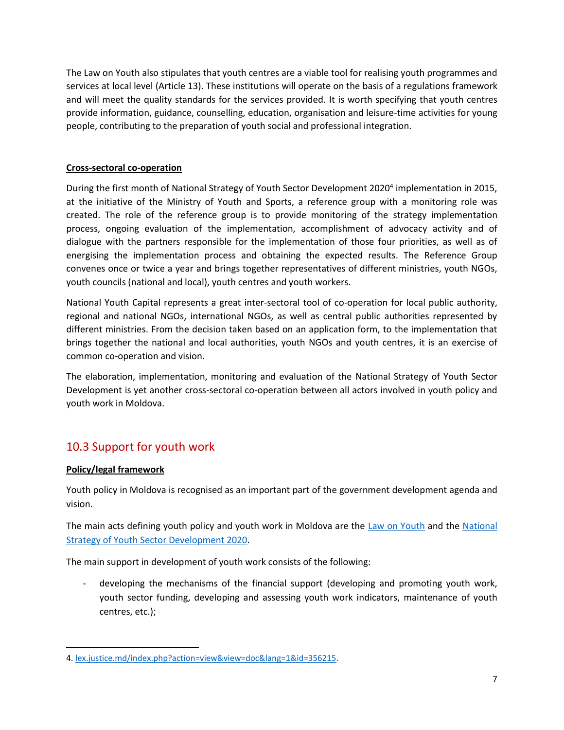The Law on Youth also stipulates that youth centres are a viable tool for realising youth programmes and services at local level (Article 13). These institutions will operate on the basis of a regulations framework and will meet the quality standards for the services provided. It is worth specifying that youth centres provide information, guidance, counselling, education, organisation and leisure-time activities for young people, contributing to the preparation of youth social and professional integration.

**Cross-sectoral co-operation**

During the first month of National Strategy of Youth Sector Development 2020[4] implementation in 2015, at the initiative of the Ministry of Youth and Sports, a reference group with a monitoring role was created. The role of the reference group is to provide monitoring of the strategy implementation process, ongoing evaluation of the implementation, accomplishment of advocacy activity and of dialogue with the partners responsible for the implementation of those four priorities, as well as of energising the implementation process and obtaining the expected results. The Reference Group convenes once or twice a year and brings together representatives of different ministries, youth NGOs, youth councils (national and local), youth centres and youth workers.

National Youth Capital represents a great inter-sectoral tool of co-operation for local public authority, regional and national NGOs, international NGOs, as well as central public authorities represented by different ministries. From the decision taken based on an application form, to the implementation that brings together the national and local authorities, youth NGOs and youth centres, it is an exercise of common co-operation and vision.

The elaboration, implementation, monitoring and evaluation of the National Strategy of Youth Sector Development is yet another cross-sectoral co-operation between all actors involved in youth policy and youth work in Moldova.

## 10.3 Support for youth work

**Policy/legal framework**

Youth policy in Moldova is recognised as an important part of the government development agenda and vision.

The main acts defining youth policy and youth work in Moldova are the Law on Youth and the National Strategy of Youth Sector Development 2020.

The main support in development of youth work consists of the following:

- developing the mechanisms of the financial support (developing and promoting youth work, youth sector funding, developing and assessing youth work indicators, maintenance of youth centres, etc.);

4. lex.justice.md/index.php?action=view&view=doc&lang=1&id=356215.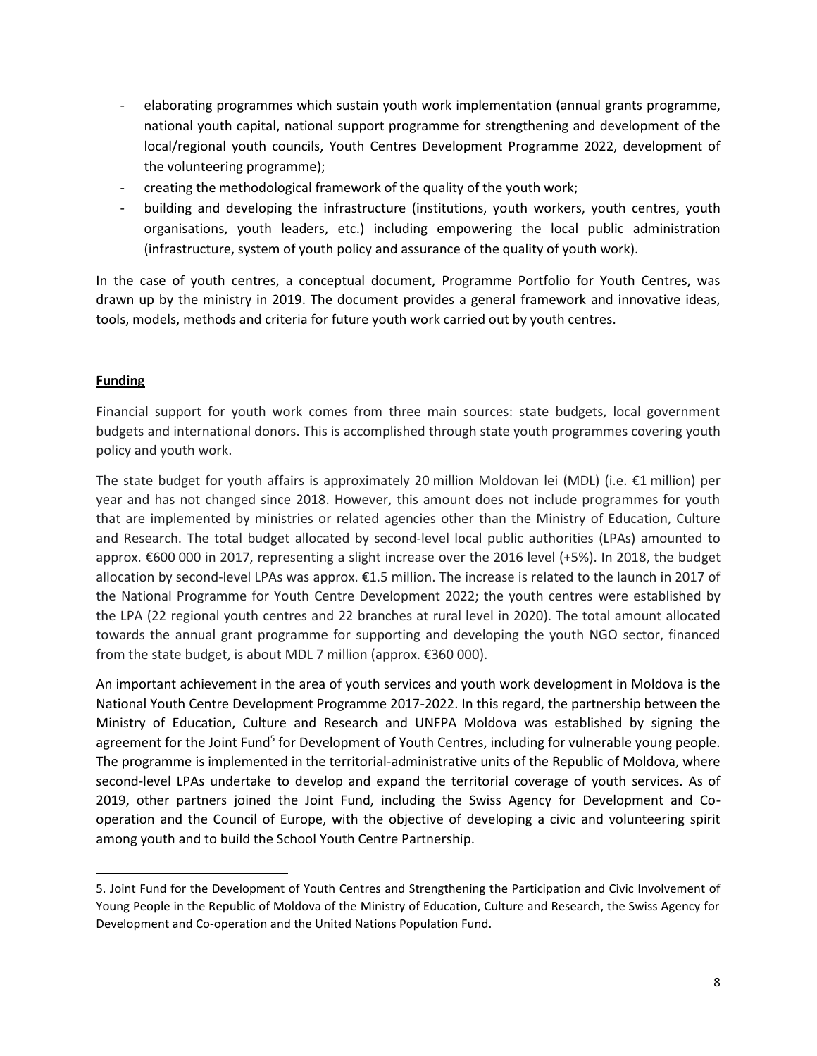- elaborating programmes which sustain youth work implementation (annual grants programme, national youth capital, national support programme for strengthening and development of the local/regional youth councils, Youth Centres Development Programme 2022, development of the volunteering programme);
- creating the methodological framework of the quality of the youth work;
- building and developing the infrastructure (institutions, youth workers, youth centres, youth organisations, youth leaders, etc.) including empowering the local public administration (infrastructure, system of youth policy and assurance of the quality of youth work).

In the case of youth centres, a conceptual document, Programme Portfolio for Youth Centres, was drawn up by the ministry in 2019. The document provides a general framework and innovative ideas, tools, models, methods and criteria for future youth work carried out by youth centres.

**Funding**

Financial support for youth work comes from three main sources: state budgets, local government budgets and international donors. This is accomplished through state youth programmes covering youth policy and youth work.

The state budget for youth affairs is approximately 20 million Moldovan lei (MDL) (i.e. €1 million) per year and has not changed since 2018. However, this amount does not include programmes for youth that are implemented by ministries or related agencies other than the Ministry of Education, Culture and Research. The total budget allocated by second-level local public authorities (LPAs) amounted to approx. €600 000 in 2017, representing a slight increase over the 2016 level (+5%). In 2018, the budget allocation by second-level LPAs was approx. €1.5 million. The increase is related to the launch in 2017 of the National Programme for Youth Centre Development 2022; the youth centres were established by the LPA (22 regional youth centres and 22 branches at rural level in 2020). The total amount allocated towards the annual grant programme for supporting and developing the youth NGO sector, financed from the state budget, is about MDL 7 million (approx. €360 000).

An important achievement in the area of youth services and youth work development in Moldova is the National Youth Centre Development Programme 2017-2022. In this regard, the partnership between the Ministry of Education, Culture and Research and UNFPA Moldova was established by signing the agreement for the Joint Fund[5] for Development of Youth Centres, including for vulnerable young people. The programme is implemented in the territorial-administrative units of the Republic of Moldova, where second-level LPAs undertake to develop and expand the territorial coverage of youth services. As of 2019, other partners joined the Joint Fund, including the Swiss Agency for Development and Co-operation and the Council of Europe, with the objective of developing a civic and volunteering spirit among youth and to build the School Youth Centre Partnership.

5. Joint Fund for the Development of Youth Centres and Strengthening the Participation and Civic Involvement of Young People in the Republic of Moldova of the Ministry of Education, Culture and Research, the Swiss Agency for Development and Co-operation and the United Nations Population Fund.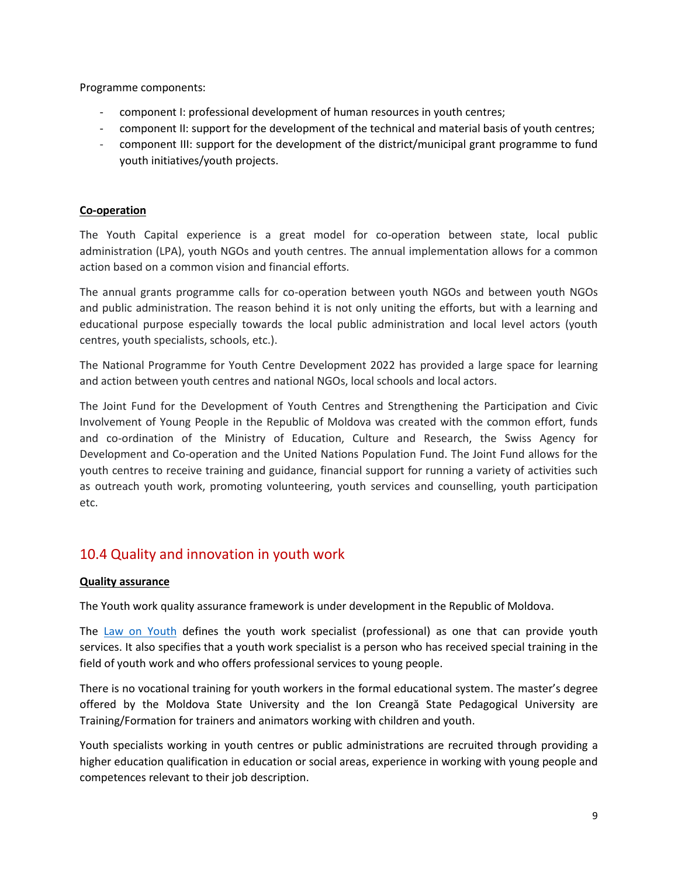Programme components:

- component I: professional development of human resources in youth centres;
- component II: support for the development of the technical and material basis of youth centres;
- component III: support for the development of the district/municipal grant programme to fund youth initiatives/youth projects.

**Co-operation**

The Youth Capital experience is a great model for co-operation between state, local public administration (LPA), youth NGOs and youth centres. The annual implementation allows for a common action based on a common vision and financial efforts.

The annual grants programme calls for co-operation between youth NGOs and between youth NGOs and public administration. The reason behind it is not only uniting the efforts, but with a learning and educational purpose especially towards the local public administration and local level actors (youth centres, youth specialists, schools, etc.).

The National Programme for Youth Centre Development 2022 has provided a large space for learning and action between youth centres and national NGOs, local schools and local actors.

The Joint Fund for the Development of Youth Centres and Strengthening the Participation and Civic Involvement of Young People in the Republic of Moldova was created with the common effort, funds and co-ordination of the Ministry of Education, Culture and Research, the Swiss Agency for Development and Co-operation and the United Nations Population Fund. The Joint Fund allows for the youth centres to receive training and guidance, financial support for running a variety of activities such as outreach youth work, promoting volunteering, youth services and counselling, youth participation etc.

## 10.4 Quality and innovation in youth work

**Quality assurance**

The Youth work quality assurance framework is under development in the Republic of Moldova.

The Law on Youth defines the youth work specialist (professional) as one that can provide youth services. It also specifies that a youth work specialist is a person who has received special training in the field of youth work and who offers professional services to young people.

There is no vocational training for youth workers in the formal educational system. The master's degree offered by the Moldova State University and the Ion Creangă State Pedagogical University are Training/Formation for trainers and animators working with children and youth.

Youth specialists working in youth centres or public administrations are recruited through providing a higher education qualification in education or social areas, experience in working with young people and competences relevant to their job description.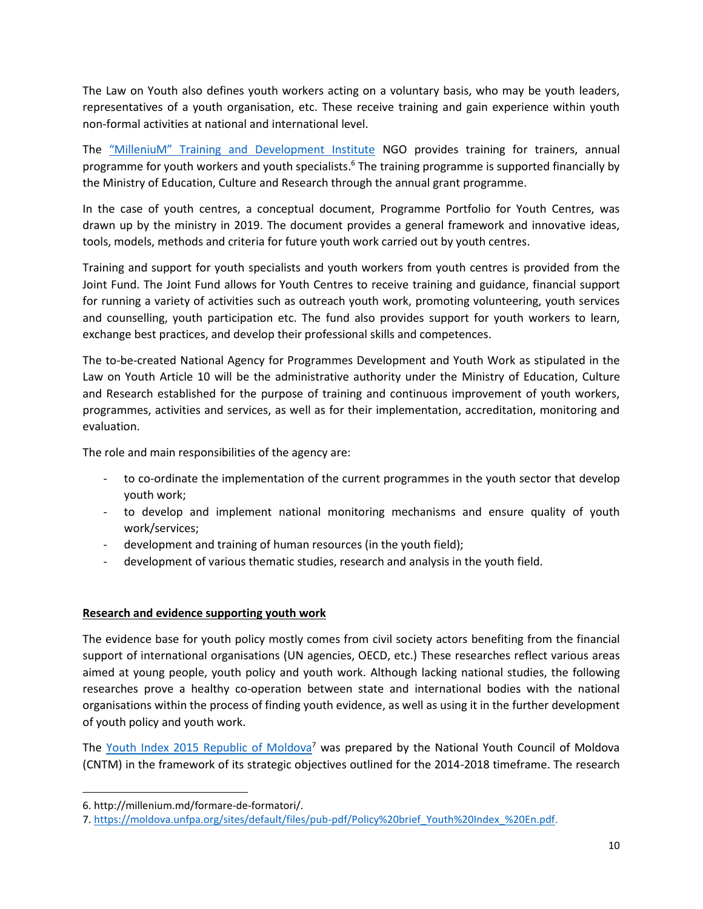The Law on Youth also defines youth workers acting on a voluntary basis, who may be youth leaders, representatives of a youth organisation, etc. These receive training and gain experience within youth non-formal activities at national and international level.

The "MilleniuM" Training and Development Institute NGO provides training for trainers, annual programme for youth workers and youth specialists.[6] The training programme is supported financially by the Ministry of Education, Culture and Research through the annual grant programme.

In the case of youth centres, a conceptual document, Programme Portfolio for Youth Centres, was drawn up by the ministry in 2019. The document provides a general framework and innovative ideas, tools, models, methods and criteria for future youth work carried out by youth centres.

Training and support for youth specialists and youth workers from youth centres is provided from the Joint Fund. The Joint Fund allows for Youth Centres to receive training and guidance, financial support for running a variety of activities such as outreach youth work, promoting volunteering, youth services and counselling, youth participation etc. The fund also provides support for youth workers to learn, exchange best practices, and develop their professional skills and competences.

The to-be-created National Agency for Programmes Development and Youth Work as stipulated in the Law on Youth Article 10 will be the administrative authority under the Ministry of Education, Culture and Research established for the purpose of training and continuous improvement of youth workers, programmes, activities and services, as well as for their implementation, accreditation, monitoring and evaluation.

The role and main responsibilities of the agency are:

- to co-ordinate the implementation of the current programmes in the youth sector that develop youth work;
- to develop and implement national monitoring mechanisms and ensure quality of youth work/services;
- development and training of human resources (in the youth field);
- development of various thematic studies, research and analysis in the youth field.

## Research and evidence supporting youth work

The evidence base for youth policy mostly comes from civil society actors benefiting from the financial support of international organisations (UN agencies, OECD, etc.) These researches reflect various areas aimed at young people, youth policy and youth work. Although lacking national studies, the following researches prove a healthy co-operation between state and international bodies with the national organisations within the process of finding youth evidence, as well as using it in the further development of youth policy and youth work.

The Youth Index 2015 Republic of Moldova[7] was prepared by the National Youth Council of Moldova (CNTM) in the framework of its strategic objectives outlined for the 2014-2018 timeframe. The research

---

6. http://millenium.md/formare-de-formatori/.

7. https://moldova.unfpa.org/sites/default/files/pub-pdf/Policy%20brief_Youth%20Index_%20En.pdf.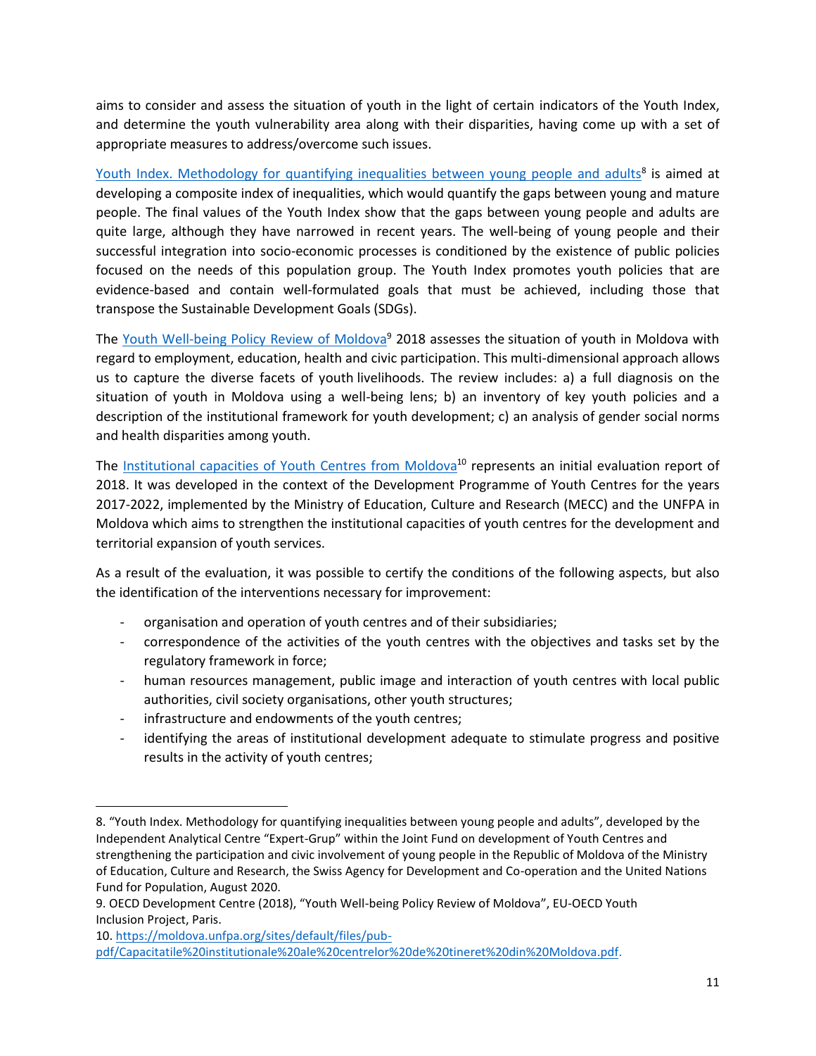aims to consider and assess the situation of youth in the light of certain indicators of the Youth Index, and determine the youth vulnerability area along with their disparities, having come up with a set of appropriate measures to address/overcome such issues.

Youth Index. Methodology for quantifying inequalities between young people and adults[8] is aimed at developing a composite index of inequalities, which would quantify the gaps between young and mature people. The final values of the Youth Index show that the gaps between young people and adults are quite large, although they have narrowed in recent years. The well-being of young people and their successful integration into socio-economic processes is conditioned by the existence of public policies focused on the needs of this population group. The Youth Index promotes youth policies that are evidence-based and contain well-formulated goals that must be achieved, including those that transpose the Sustainable Development Goals (SDGs).

The Youth Well-being Policy Review of Moldova[9] 2018 assesses the situation of youth in Moldova with regard to employment, education, health and civic participation. This multi-dimensional approach allows us to capture the diverse facets of youth livelihoods. The review includes: a) a full diagnosis on the situation of youth in Moldova using a well-being lens; b) an inventory of key youth policies and a description of the institutional framework for youth development; c) an analysis of gender social norms and health disparities among youth.

The Institutional capacities of Youth Centres from Moldova[10] represents an initial evaluation report of 2018. It was developed in the context of the Development Programme of Youth Centres for the years 2017-2022, implemented by the Ministry of Education, Culture and Research (MECC) and the UNFPA in Moldova which aims to strengthen the institutional capacities of youth centres for the development and territorial expansion of youth services.

As a result of the evaluation, it was possible to certify the conditions of the following aspects, but also the identification of the interventions necessary for improvement:

- organisation and operation of youth centres and of their subsidiaries;
- correspondence of the activities of the youth centres with the objectives and tasks set by the regulatory framework in force;
- human resources management, public image and interaction of youth centres with local public authorities, civil society organisations, other youth structures;
- infrastructure and endowments of the youth centres;
- identifying the areas of institutional development adequate to stimulate progress and positive results in the activity of youth centres;

---

8. "Youth Index. Methodology for quantifying inequalities between young people and adults", developed by the Independent Analytical Centre "Expert-Grup" within the Joint Fund on development of Youth Centres and strengthening the participation and civic involvement of young people in the Republic of Moldova of the Ministry of Education, Culture and Research, the Swiss Agency for Development and Co-operation and the United Nations Fund for Population, August 2020.

9. OECD Development Centre (2018), "Youth Well-being Policy Review of Moldova", EU-OECD Youth Inclusion Project, Paris.

10. https://moldova.unfpa.org/sites/default/files/pub-pdf/Capacitatile%20institutionale%20ale%20centrelor%20de%20tineret%20din%20Moldova.pdf.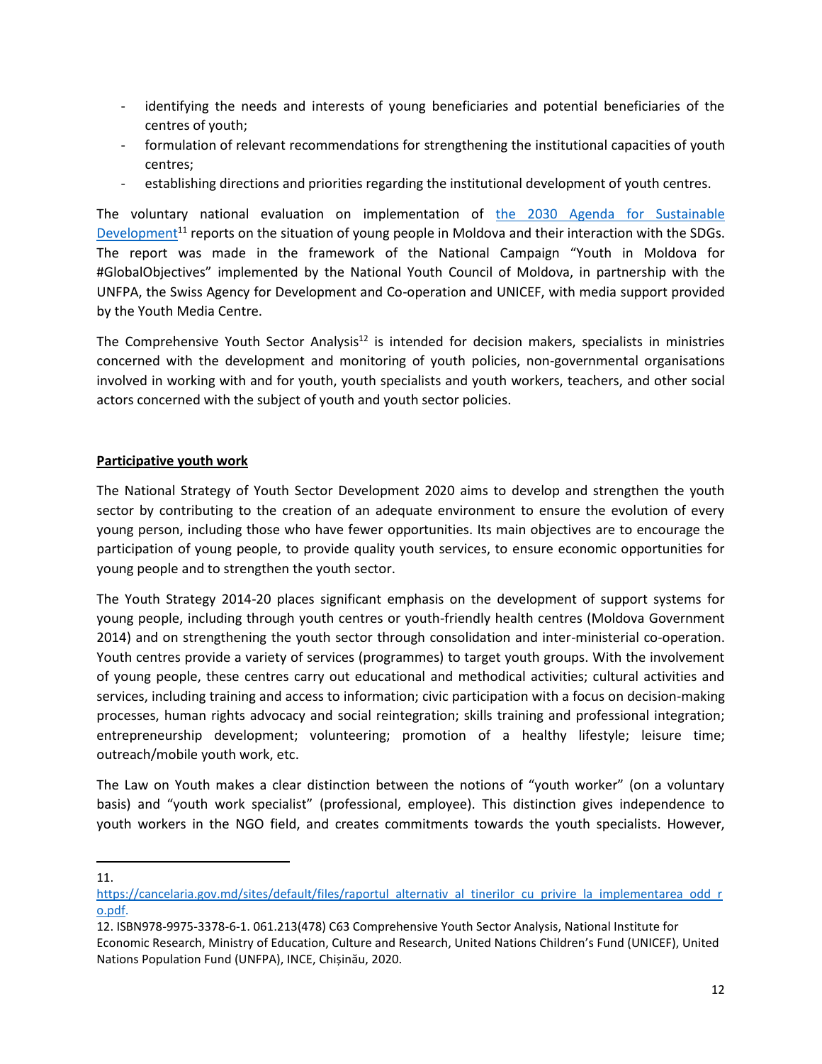- identifying the needs and interests of young beneficiaries and potential beneficiaries of the centres of youth;
- formulation of relevant recommendations for strengthening the institutional capacities of youth centres;
- establishing directions and priorities regarding the institutional development of youth centres.

The voluntary national evaluation on implementation of [the 2030 Agenda for Sustainable Development](https://cancelaria.gov.md/sites/default/files/raportul_alternativ_al_tinerilor_cu_privire_la_implementarea_odd_ro.pdf)[11] reports on the situation of young people in Moldova and their interaction with the SDGs. The report was made in the framework of the National Campaign "Youth in Moldova for #GlobalObjectives" implemented by the National Youth Council of Moldova, in partnership with the UNFPA, the Swiss Agency for Development and Co-operation and UNICEF, with media support provided by the Youth Media Centre.

The Comprehensive Youth Sector Analysis[12] is intended for decision makers, specialists in ministries concerned with the development and monitoring of youth policies, non-governmental organisations involved in working with and for youth, youth specialists and youth workers, teachers, and other social actors concerned with the subject of youth and youth sector policies.

**Participative youth work**

The National Strategy of Youth Sector Development 2020 aims to develop and strengthen the youth sector by contributing to the creation of an adequate environment to ensure the evolution of every young person, including those who have fewer opportunities. Its main objectives are to encourage the participation of young people, to provide quality youth services, to ensure economic opportunities for young people and to strengthen the youth sector.

The Youth Strategy 2014-20 places significant emphasis on the development of support systems for young people, including through youth centres or youth-friendly health centres (Moldova Government 2014) and on strengthening the youth sector through consolidation and inter-ministerial co-operation. Youth centres provide a variety of services (programmes) to target youth groups. With the involvement of young people, these centres carry out educational and methodical activities; cultural activities and services, including training and access to information; civic participation with a focus on decision-making processes, human rights advocacy and social reintegration; skills training and professional integration; entrepreneurship development; volunteering; promotion of a healthy lifestyle; leisure time; outreach/mobile youth work, etc.

The Law on Youth makes a clear distinction between the notions of "youth worker" (on a voluntary basis) and "youth work specialist" (professional, employee). This distinction gives independence to youth workers in the NGO field, and creates commitments towards the youth specialists. However,

---

11. [https://cancelaria.gov.md/sites/default/files/raportul_alternativ_al_tinerilor_cu_privire_la_implementarea_odd_ro.pdf](https://cancelaria.gov.md/sites/default/files/raportul_alternativ_al_tinerilor_cu_privire_la_implementarea_odd_ro.pdf).

12. ISBN978-9975-3378-6-1. 061.213(478) C63 Comprehensive Youth Sector Analysis, National Institute for Economic Research, Ministry of Education, Culture and Research, United Nations Children's Fund (UNICEF), United Nations Population Fund (UNFPA), INCE, Chișinău, 2020.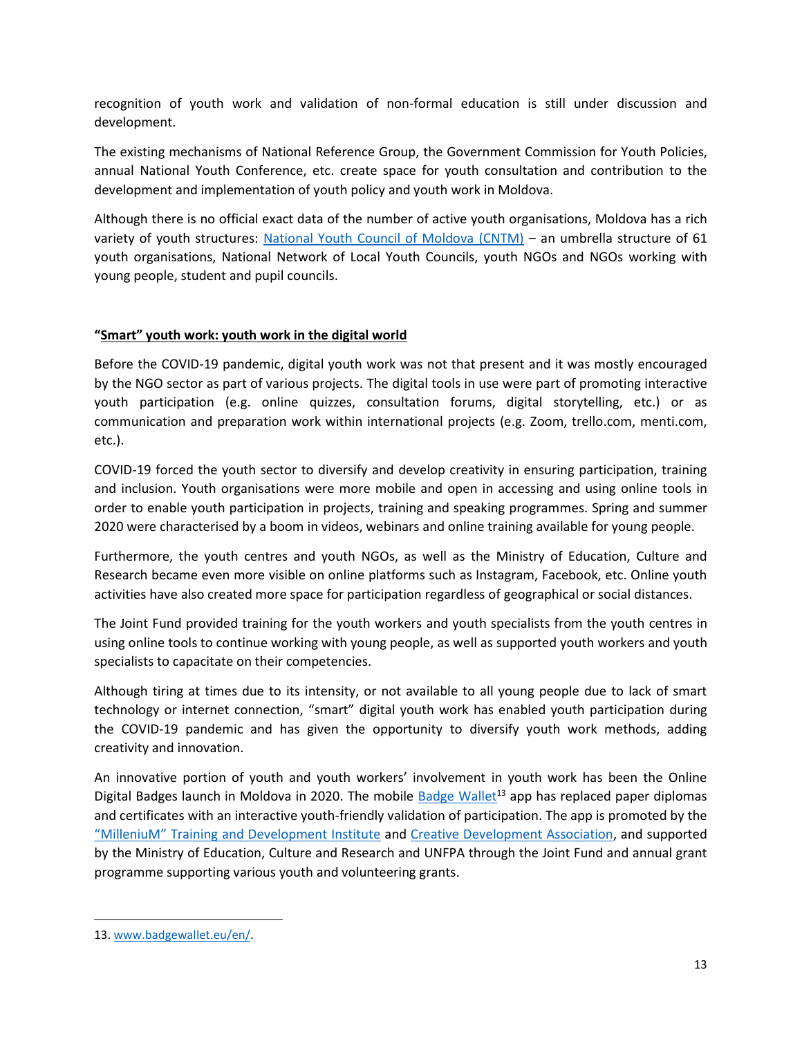recognition of youth work and validation of non-formal education is still under discussion and development.

The existing mechanisms of National Reference Group, the Government Commission for Youth Policies, annual National Youth Conference, etc. create space for youth consultation and contribution to the development and implementation of youth policy and youth work in Moldova.

Although there is no official exact data of the number of active youth organisations, Moldova has a rich variety of youth structures: National Youth Council of Moldova (CNTM) – an umbrella structure of 61 youth organisations, National Network of Local Youth Councils, youth NGOs and NGOs working with young people, student and pupil councils.

## **"Smart" youth work: youth work in the digital world**

Before the COVID-19 pandemic, digital youth work was not that present and it was mostly encouraged by the NGO sector as part of various projects. The digital tools in use were part of promoting interactive youth participation (e.g. online quizzes, consultation forums, digital storytelling, etc.) or as communication and preparation work within international projects (e.g. Zoom, trello.com, menti.com, etc.).

COVID-19 forced the youth sector to diversify and develop creativity in ensuring participation, training and inclusion. Youth organisations were more mobile and open in accessing and using online tools in order to enable youth participation in projects, training and speaking programmes. Spring and summer 2020 were characterised by a boom in videos, webinars and online training available for young people.

Furthermore, the youth centres and youth NGOs, as well as the Ministry of Education, Culture and Research became even more visible on online platforms such as Instagram, Facebook, etc. Online youth activities have also created more space for participation regardless of geographical or social distances.

The Joint Fund provided training for the youth workers and youth specialists from the youth centres in using online tools to continue working with young people, as well as supported youth workers and youth specialists to capacitate on their competencies.

Although tiring at times due to its intensity, or not available to all young people due to lack of smart technology or internet connection, "smart" digital youth work has enabled youth participation during the COVID-19 pandemic and has given the opportunity to diversify youth work methods, adding creativity and innovation.

An innovative portion of youth and youth workers' involvement in youth work has been the Online Digital Badges launch in Moldova in 2020. The mobile Badge Wallet[13] app has replaced paper diplomas and certificates with an interactive youth-friendly validation of participation. The app is promoted by the "MilleniuM" Training and Development Institute and Creative Development Association, and supported by the Ministry of Education, Culture and Research and UNFPA through the Joint Fund and annual grant programme supporting various youth and volunteering grants.

13. www.badgewallet.eu/en/.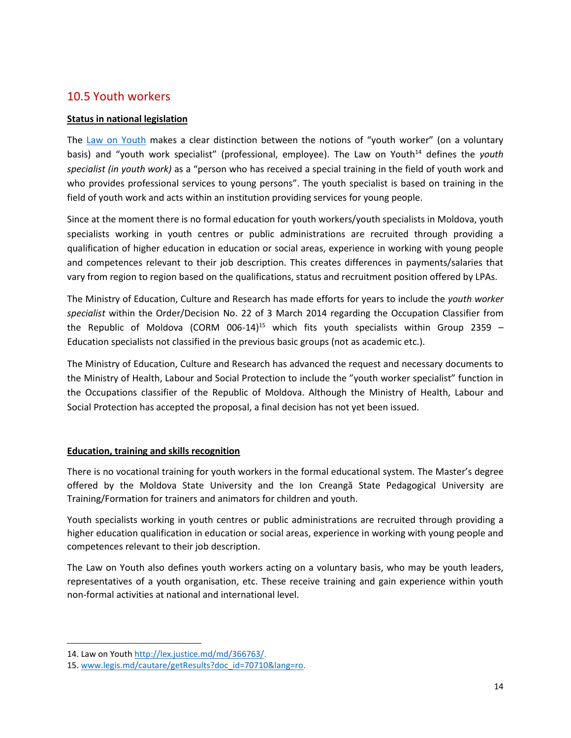## 10.5 Youth workers

**Status in national legislation**

The [Law on Youth](http://lex.justice.md/md/366763/) makes a clear distinction between the notions of "youth worker" (on a voluntary basis) and "youth work specialist" (professional, employee). The Law on Youth[14] defines the *youth specialist (in youth work)* as a "person who has received a special training in the field of youth work and who provides professional services to young persons". The youth specialist is based on training in the field of youth work and acts within an institution providing services for young people.

Since at the moment there is no formal education for youth workers/youth specialists in Moldova, youth specialists working in youth centres or public administrations are recruited through providing a qualification of higher education in education or social areas, experience in working with young people and competences relevant to their job description. This creates differences in payments/salaries that vary from region to region based on the qualifications, status and recruitment position offered by LPAs.

The Ministry of Education, Culture and Research has made efforts for years to include the *youth worker specialist* within the Order/Decision No. 22 of 3 March 2014 regarding the Occupation Classifier from the Republic of Moldova (CORM 006-14)[15] which fits youth specialists within Group 2359 – Education specialists not classified in the previous basic groups (not as academic etc.).

The Ministry of Education, Culture and Research has advanced the request and necessary documents to the Ministry of Health, Labour and Social Protection to include the "youth worker specialist" function in the Occupations classifier of the Republic of Moldova. Although the Ministry of Health, Labour and Social Protection has accepted the proposal, a final decision has not yet been issued.

**Education, training and skills recognition**

There is no vocational training for youth workers in the formal educational system. The Master's degree offered by the Moldova State University and the Ion Creangă State Pedagogical University are Training/Formation for trainers and animators for children and youth.

Youth specialists working in youth centres or public administrations are recruited through providing a higher education qualification in education or social areas, experience in working with young people and competences relevant to their job description.

The Law on Youth also defines youth workers acting on a voluntary basis, who may be youth leaders, representatives of a youth organisation, etc. These receive training and gain experience within youth non-formal activities at national and international level.

---

14. Law on Youth http://lex.justice.md/md/366763/.
15. www.legis.md/cautare/getResults?doc_id=70710&lang=ro.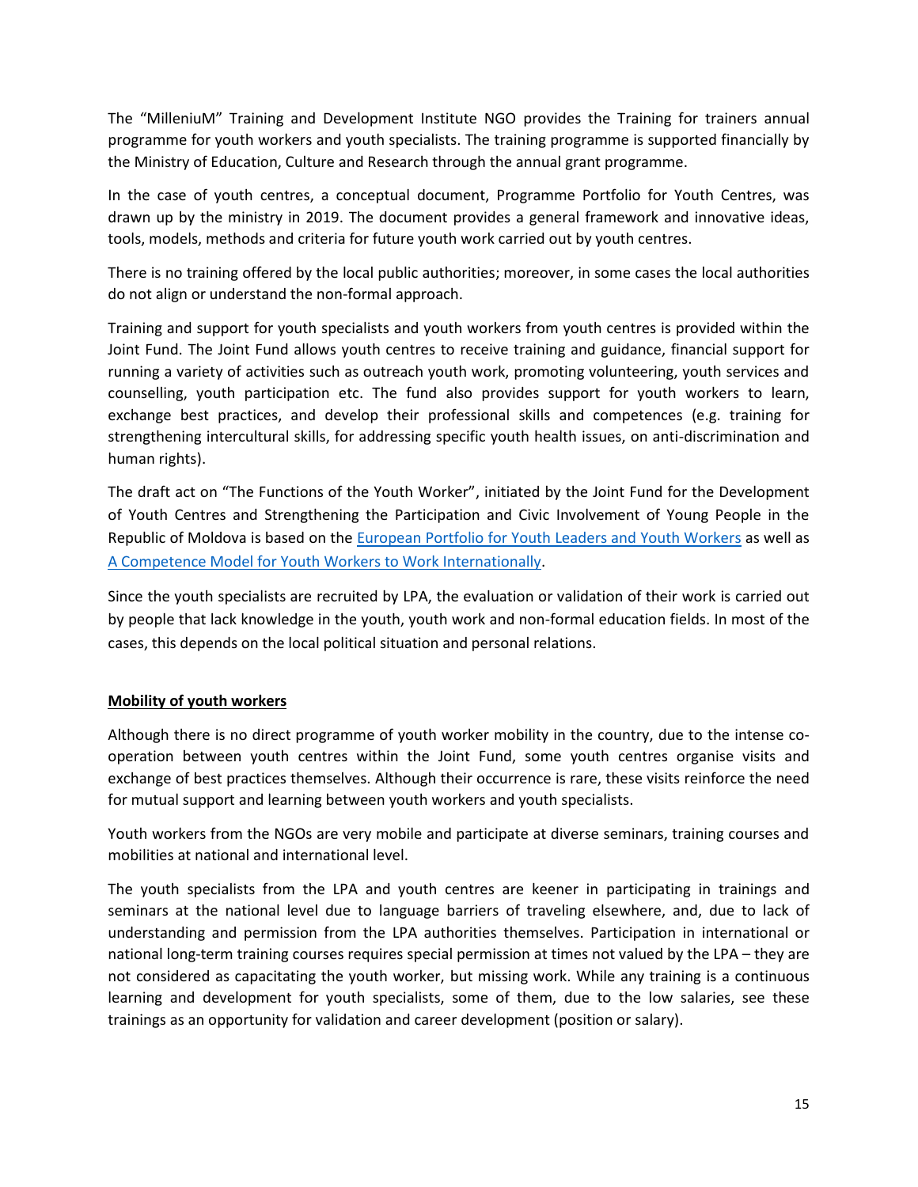The "MilleniuM" Training and Development Institute NGO provides the Training for trainers annual programme for youth workers and youth specialists. The training programme is supported financially by the Ministry of Education, Culture and Research through the annual grant programme.

In the case of youth centres, a conceptual document, Programme Portfolio for Youth Centres, was drawn up by the ministry in 2019. The document provides a general framework and innovative ideas, tools, models, methods and criteria for future youth work carried out by youth centres.

There is no training offered by the local public authorities; moreover, in some cases the local authorities do not align or understand the non-formal approach.

Training and support for youth specialists and youth workers from youth centres is provided within the Joint Fund. The Joint Fund allows youth centres to receive training and guidance, financial support for running a variety of activities such as outreach youth work, promoting volunteering, youth services and counselling, youth participation etc. The fund also provides support for youth workers to learn, exchange best practices, and develop their professional skills and competences (e.g. training for strengthening intercultural skills, for addressing specific youth health issues, on anti-discrimination and human rights).

The draft act on "The Functions of the Youth Worker", initiated by the Joint Fund for the Development of Youth Centres and Strengthening the Participation and Civic Involvement of Young People in the Republic of Moldova is based on the European Portfolio for Youth Leaders and Youth Workers as well as A Competence Model for Youth Workers to Work Internationally.

Since the youth specialists are recruited by LPA, the evaluation or validation of their work is carried out by people that lack knowledge in the youth, youth work and non-formal education fields. In most of the cases, this depends on the local political situation and personal relations.

**Mobility of youth workers**

Although there is no direct programme of youth worker mobility in the country, due to the intense co-operation between youth centres within the Joint Fund, some youth centres organise visits and exchange of best practices themselves. Although their occurrence is rare, these visits reinforce the need for mutual support and learning between youth workers and youth specialists.

Youth workers from the NGOs are very mobile and participate at diverse seminars, training courses and mobilities at national and international level.

The youth specialists from the LPA and youth centres are keener in participating in trainings and seminars at the national level due to language barriers of traveling elsewhere, and, due to lack of understanding and permission from the LPA authorities themselves. Participation in international or national long-term training courses requires special permission at times not valued by the LPA – they are not considered as capacitating the youth worker, but missing work. While any training is a continuous learning and development for youth specialists, some of them, due to the low salaries, see these trainings as an opportunity for validation and career development (position or salary).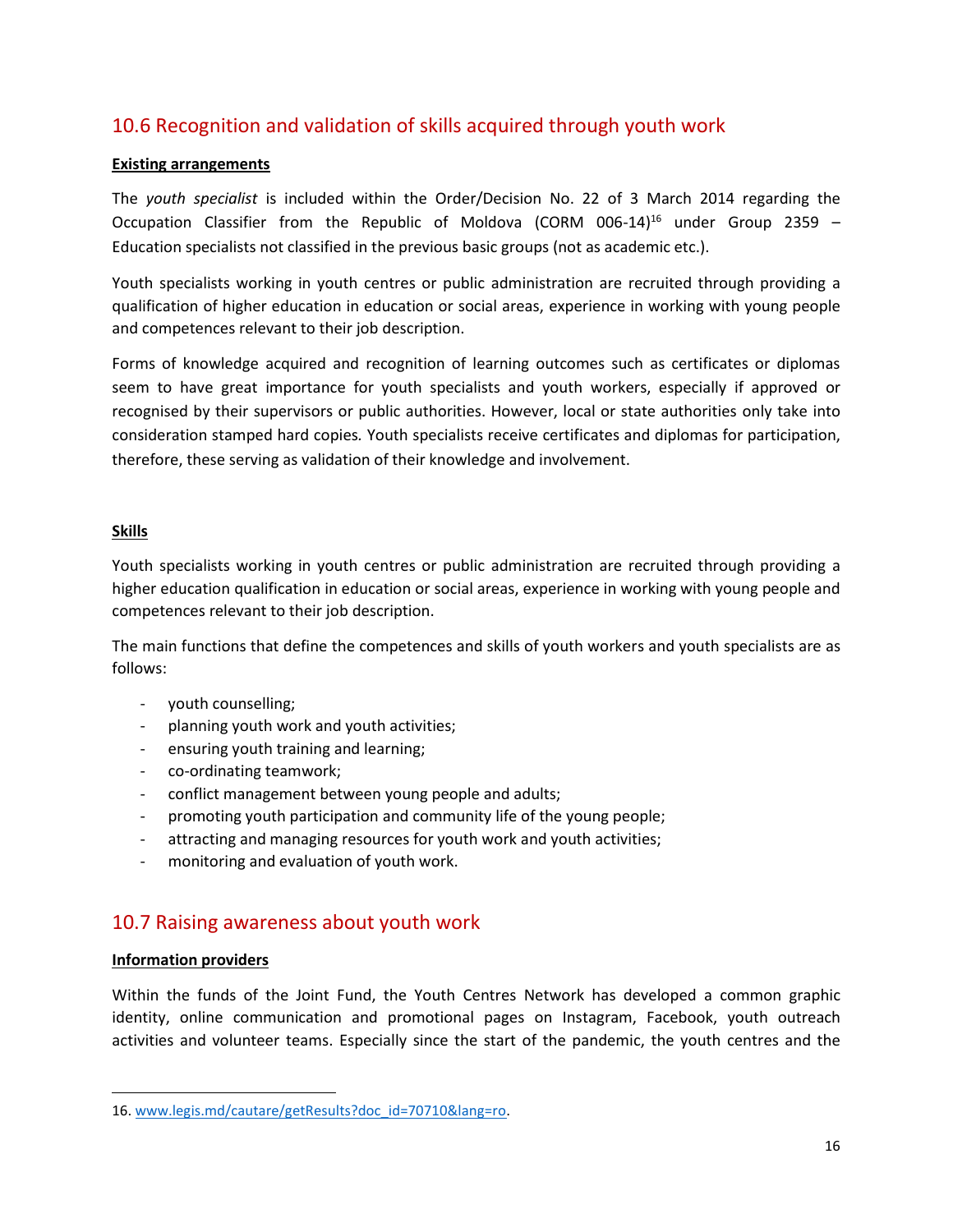## 10.6 Recognition and validation of skills acquired through youth work

**Existing arrangements**

The *youth specialist* is included within the Order/Decision No. 22 of 3 March 2014 regarding the Occupation Classifier from the Republic of Moldova (CORM 006-14)[16] under Group 2359 – Education specialists not classified in the previous basic groups (not as academic etc.).

Youth specialists working in youth centres or public administration are recruited through providing a qualification of higher education in education or social areas, experience in working with young people and competences relevant to their job description.

Forms of knowledge acquired and recognition of learning outcomes such as certificates or diplomas seem to have great importance for youth specialists and youth workers, especially if approved or recognised by their supervisors or public authorities. However, local or state authorities only take into consideration stamped hard copies*.* Youth specialists receive certificates and diplomas for participation, therefore, these serving as validation of their knowledge and involvement.

**Skills**

Youth specialists working in youth centres or public administration are recruited through providing a higher education qualification in education or social areas, experience in working with young people and competences relevant to their job description.

The main functions that define the competences and skills of youth workers and youth specialists are as follows:

- youth counselling;
- planning youth work and youth activities;
- ensuring youth training and learning;
- co-ordinating teamwork;
- conflict management between young people and adults;
- promoting youth participation and community life of the young people;
- attracting and managing resources for youth work and youth activities;
- monitoring and evaluation of youth work.

## 10.7 Raising awareness about youth work

**Information providers**

Within the funds of the Joint Fund, the Youth Centres Network has developed a common graphic identity, online communication and promotional pages on Instagram, Facebook, youth outreach activities and volunteer teams. Especially since the start of the pandemic, the youth centres and the

16. www.legis.md/cautare/getResults?doc_id=70710&lang=ro.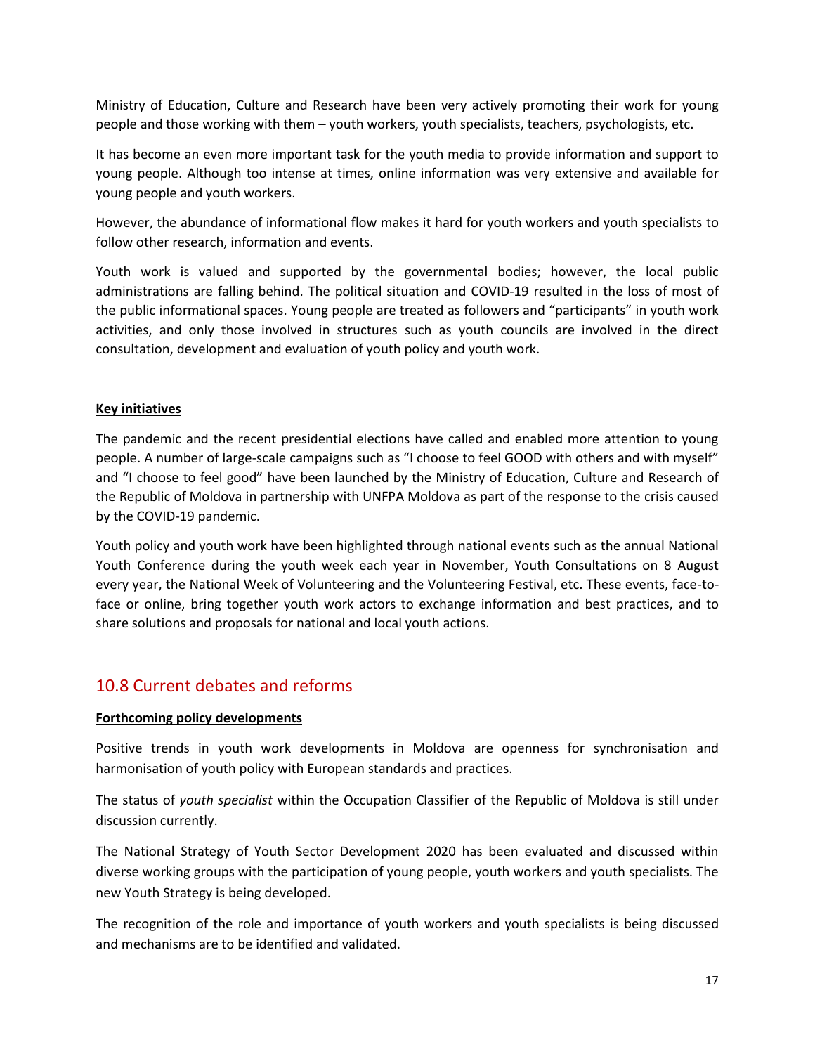Ministry of Education, Culture and Research have been very actively promoting their work for young people and those working with them – youth workers, youth specialists, teachers, psychologists, etc.

It has become an even more important task for the youth media to provide information and support to young people. Although too intense at times, online information was very extensive and available for young people and youth workers.

However, the abundance of informational flow makes it hard for youth workers and youth specialists to follow other research, information and events.

Youth work is valued and supported by the governmental bodies; however, the local public administrations are falling behind. The political situation and COVID-19 resulted in the loss of most of the public informational spaces. Young people are treated as followers and "participants" in youth work activities, and only those involved in structures such as youth councils are involved in the direct consultation, development and evaluation of youth policy and youth work.

**Key initiatives**

The pandemic and the recent presidential elections have called and enabled more attention to young people. A number of large-scale campaigns such as "I choose to feel GOOD with others and with myself" and "I choose to feel good" have been launched by the Ministry of Education, Culture and Research of the Republic of Moldova in partnership with UNFPA Moldova as part of the response to the crisis caused by the COVID-19 pandemic.

Youth policy and youth work have been highlighted through national events such as the annual National Youth Conference during the youth week each year in November, Youth Consultations on 8 August every year, the National Week of Volunteering and the Volunteering Festival, etc. These events, face-to-face or online, bring together youth work actors to exchange information and best practices, and to share solutions and proposals for national and local youth actions.

## 10.8 Current debates and reforms

**Forthcoming policy developments**

Positive trends in youth work developments in Moldova are openness for synchronisation and harmonisation of youth policy with European standards and practices.

The status of *youth specialist* within the Occupation Classifier of the Republic of Moldova is still under discussion currently.

The National Strategy of Youth Sector Development 2020 has been evaluated and discussed within diverse working groups with the participation of young people, youth workers and youth specialists. The new Youth Strategy is being developed.

The recognition of the role and importance of youth workers and youth specialists is being discussed and mechanisms are to be identified and validated.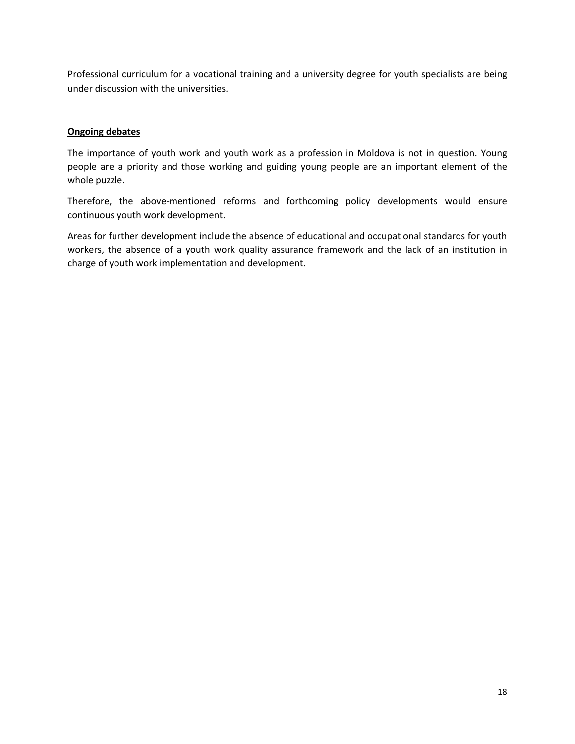Professional curriculum for a vocational training and a university degree for youth specialists are being under discussion with the universities.

**Ongoing debates**

The importance of youth work and youth work as a profession in Moldova is not in question. Young people are a priority and those working and guiding young people are an important element of the whole puzzle.

Therefore, the above-mentioned reforms and forthcoming policy developments would ensure continuous youth work development.

Areas for further development include the absence of educational and occupational standards for youth workers, the absence of a youth work quality assurance framework and the lack of an institution in charge of youth work implementation and development.